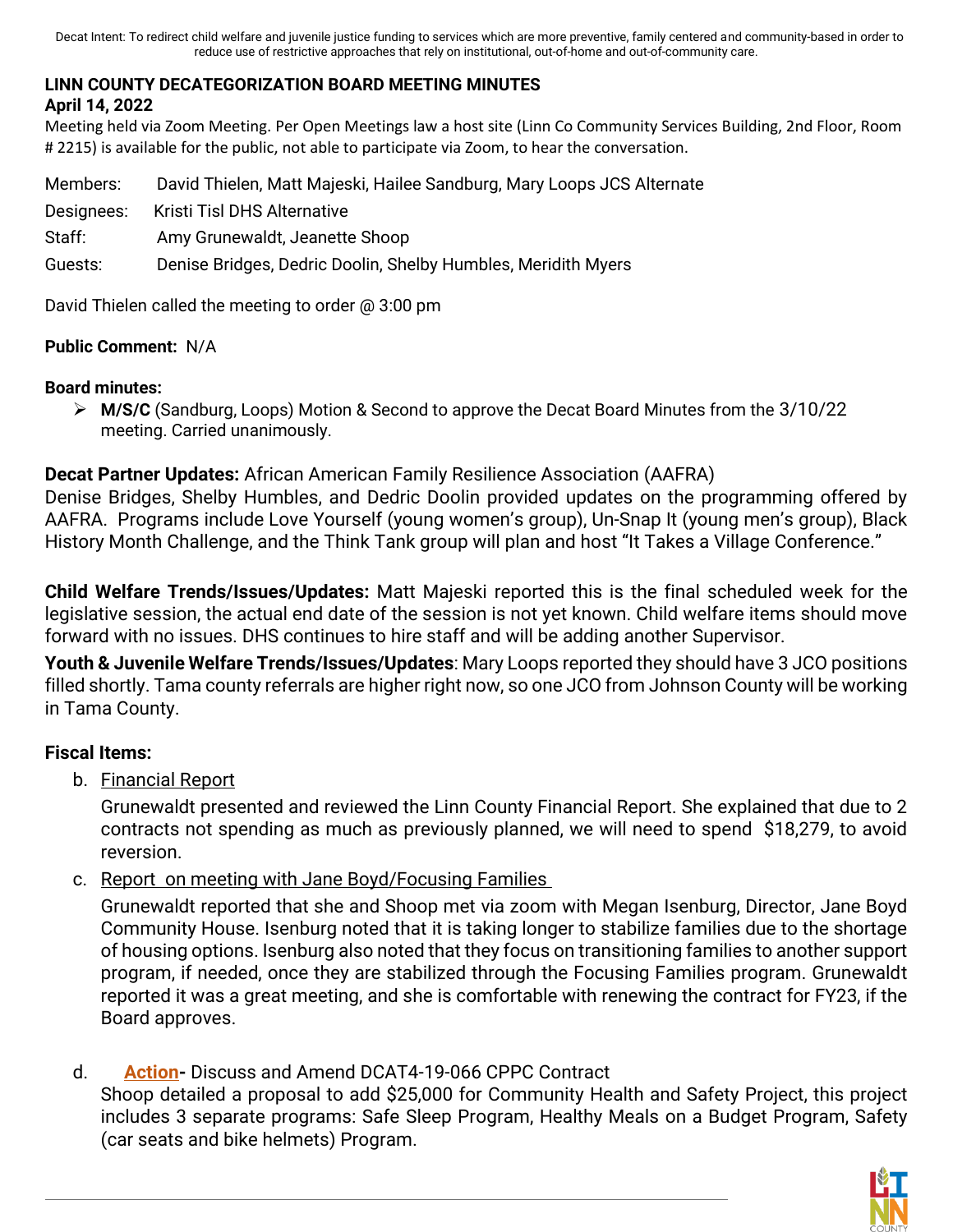Decat Intent: To redirect child welfare and juvenile justice funding to services which are more preventive, family centered and community-based in order to reduce use of restrictive approaches that rely on institutional, out-of-home and out-of-community care.

**LINN COUNTY DECATEGORIZATION BOARD MEETING MINUTES**
**April 14, 2022**

Meeting held via Zoom Meeting. Per Open Meetings law a host site (Linn Co Community Services Building, 2nd Floor, Room # 2215) is available for the public, not able to participate via Zoom, to hear the conversation.

Members: David Thielen, Matt Majeski, Hailee Sandburg, Mary Loops JCS Alternate
Designees: Kristi Tisl DHS Alternative
Staff: Amy Grunewaldt, Jeanette Shoop
Guests: Denise Bridges, Dedric Doolin, Shelby Humbles, Meridith Myers

David Thielen called the meeting to order @ 3:00 pm

**Public Comment:** N/A

**Board minutes:**

- **M/S/C** (Sandburg, Loops) Motion & Second to approve the Decat Board Minutes from the 3/10/22 meeting. Carried unanimously.

**Decat Partner Updates:** African American Family Resilience Association (AAFRA)
Denise Bridges, Shelby Humbles, and Dedric Doolin provided updates on the programming offered by AAFRA. Programs include Love Yourself (young women's group), Un-Snap It (young men's group), Black History Month Challenge, and the Think Tank group will plan and host "It Takes a Village Conference."

**Child Welfare Trends/Issues/Updates:** Matt Majeski reported this is the final scheduled week for the legislative session, the actual end date of the session is not yet known. Child welfare items should move forward with no issues. DHS continues to hire staff and will be adding another Supervisor.

**Youth & Juvenile Welfare Trends/Issues/Updates**: Mary Loops reported they should have 3 JCO positions filled shortly. Tama county referrals are higher right now, so one JCO from Johnson County will be working in Tama County.

**Fiscal Items:**

b. Financial Report

Grunewaldt presented and reviewed the Linn County Financial Report. She explained that due to 2 contracts not spending as much as previously planned, we will need to spend $18,279, to avoid reversion.

c. Report on meeting with Jane Boyd/Focusing Families

Grunewaldt reported that she and Shoop met via zoom with Megan Isenburg, Director, Jane Boyd Community House. Isenburg noted that it is taking longer to stabilize families due to the shortage of housing options. Isenburg also noted that they focus on transitioning families to another support program, if needed, once they are stabilized through the Focusing Families program. Grunewaldt reported it was a great meeting, and she is comfortable with renewing the contract for FY23, if the Board approves.

d. **Action**- Discuss and Amend DCAT4-19-066 CPPC Contract
Shoop detailed a proposal to add $25,000 for Community Health and Safety Project, this project includes 3 separate programs: Safe Sleep Program, Healthy Meals on a Budget Program, Safety (car seats and bike helmets) Program.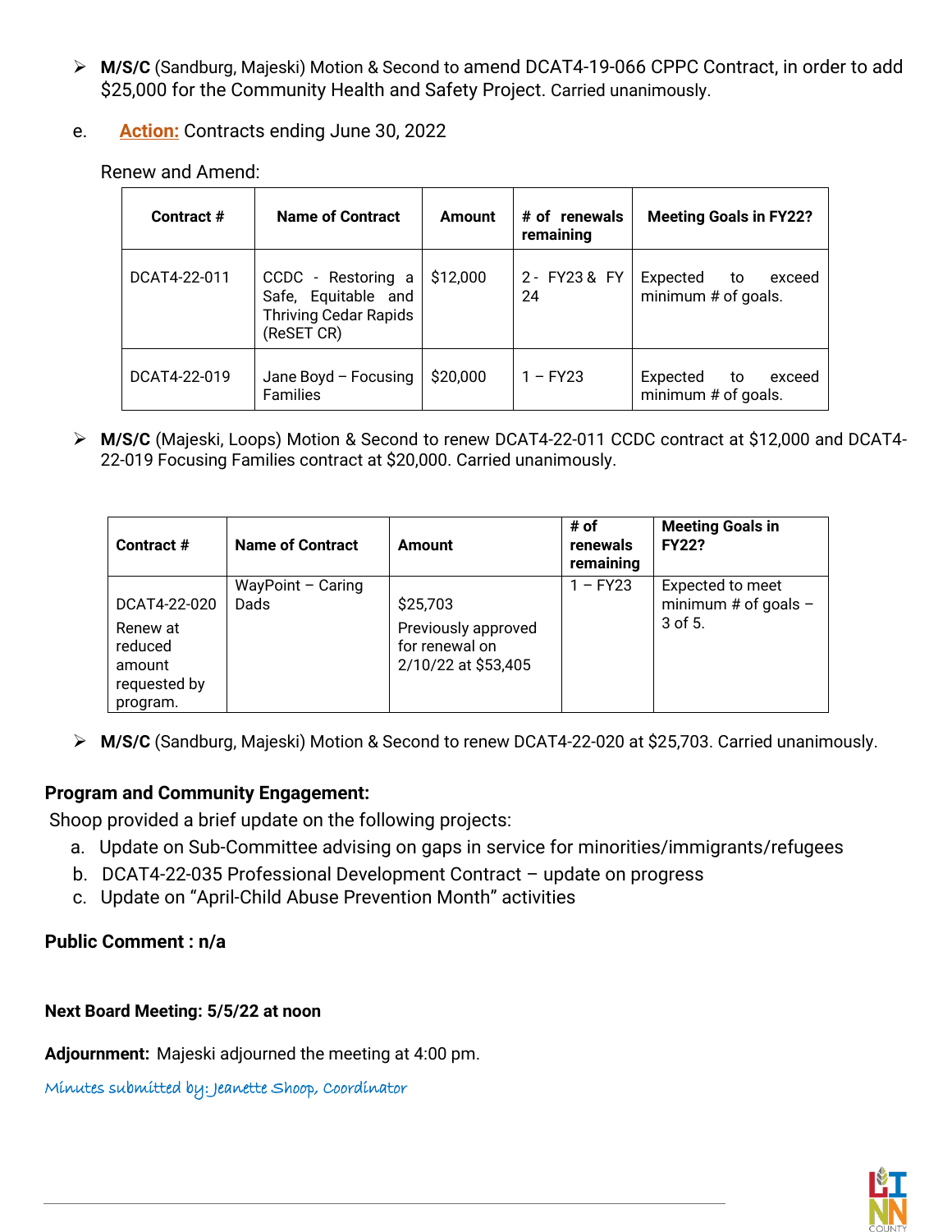- **M/S/C** (Sandburg, Majeski) Motion & Second to amend DCAT4-19-066 CPPC Contract, in order to add $25,000 for the Community Health and Safety Project. Carried unanimously.

e. **Action:** Contracts ending June 30, 2022

Renew and Amend:

| Contract # | Name of Contract | Amount | # of renewals remaining | Meeting Goals in FY22? |
|---|---|---|---|---|
| DCAT4-22-011 | CCDC - Restoring a Safe, Equitable and Thriving Cedar Rapids (ReSET CR) | $12,000 | 2 - FY23 & FY 24 | Expected to exceed minimum # of goals. |
| DCAT4-22-019 | Jane Boyd – Focusing Families | $20,000 | 1 – FY23 | Expected to exceed minimum # of goals. |

- **M/S/C** (Majeski, Loops) Motion & Second to renew DCAT4-22-011 CCDC contract at $12,000 and DCAT4-22-019 Focusing Families contract at $20,000. Carried unanimously.

| Contract # | Name of Contract | Amount | # of renewals remaining | Meeting Goals in FY22? |
|---|---|---|---|---|
| DCAT4-22-020 Renew at reduced amount requested by program. | WayPoint – Caring Dads | $25,703 Previously approved for renewal on 2/10/22 at $53,405 | 1 – FY23 | Expected to meet minimum # of goals – 3 of 5. |

- **M/S/C** (Sandburg, Majeski) Motion & Second to renew DCAT4-22-020 at $25,703. Carried unanimously.

**Program and Community Engagement:**

Shoop provided a brief update on the following projects:

a. Update on Sub-Committee advising on gaps in service for minorities/immigrants/refugees
b. DCAT4-22-035 Professional Development Contract – update on progress
c. Update on "April-Child Abuse Prevention Month" activities

**Public Comment : n/a**

**Next Board Meeting: 5/5/22 at noon**

**Adjournment:** Majeski adjourned the meeting at 4:00 pm.

*Minutes submitted by: Jeanette Shoop, Coordinator*